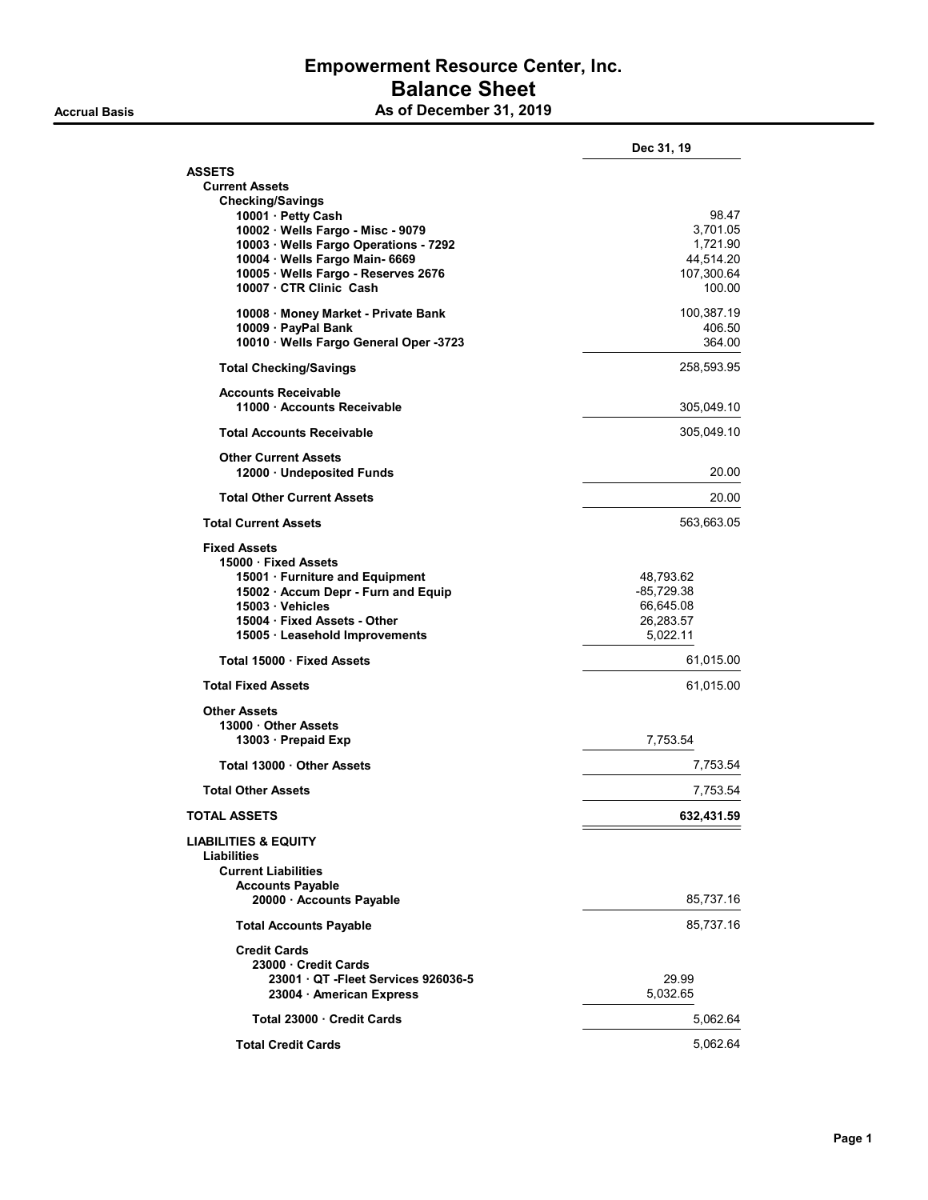# Empowerment Resource Center, Inc.
## Balance Sheet
### As of December 31, 2019

Accrual Basis

| | | Dec 31, 19 |
|---|---|---|
| **ASSETS** | | |
| **Current Assets** | | |
| **Checking/Savings** | | |
| 10001 · Petty Cash | | 98.47 |
| 10002 · Wells Fargo - Misc - 9079 | | 3,701.05 |
| 10003 · Wells Fargo Operations - 7292 | | 1,721.90 |
| 10004 · Wells Fargo Main- 6669 | | 44,514.20 |
| 10005 · Wells Fargo - Reserves 2676 | | 107,300.64 |
| 10007 · CTR Clinic Cash | | 100.00 |
| 10008 · Money Market - Private Bank | | 100,387.19 |
| 10009 · PayPal Bank | | 406.50 |
| 10010 · Wells Fargo General Oper -3723 | | 364.00 |
| **Total Checking/Savings** | | 258,593.95 |
| **Accounts Receivable** | | |
| 11000 · Accounts Receivable | | 305,049.10 |
| **Total Accounts Receivable** | | 305,049.10 |
| **Other Current Assets** | | |
| 12000 · Undeposited Funds | | 20.00 |
| **Total Other Current Assets** | | 20.00 |
| **Total Current Assets** | | 563,663.05 |
| **Fixed Assets** | | |
| 15000 · Fixed Assets | | |
| 15001 · Furniture and Equipment | 48,793.62 | |
| 15002 · Accum Depr - Furn and Equip | -85,729.38 | |
| 15003 · Vehicles | 66,645.08 | |
| 15004 · Fixed Assets - Other | 26,283.57 | |
| 15005 · Leasehold Improvements | 5,022.11 | |
| Total 15000 · Fixed Assets | | 61,015.00 |
| **Total Fixed Assets** | | 61,015.00 |
| **Other Assets** | | |
| 13000 · Other Assets | | |
| 13003 · Prepaid Exp | 7,753.54 | |
| Total 13000 · Other Assets | | 7,753.54 |
| **Total Other Assets** | | 7,753.54 |
| **TOTAL ASSETS** | | **632,431.59** |
| **LIABILITIES & EQUITY** | | |
| **Liabilities** | | |
| **Current Liabilities** | | |
| **Accounts Payable** | | |
| 20000 · Accounts Payable | | 85,737.16 |
| **Total Accounts Payable** | | 85,737.16 |
| **Credit Cards** | | |
| 23000 · Credit Cards | | |
| 23001 · QT -Fleet Services 926036-5 | 29.99 | |
| 23004 · American Express | 5,032.65 | |
| Total 23000 · Credit Cards | | 5,062.64 |
| **Total Credit Cards** | | 5,062.64 |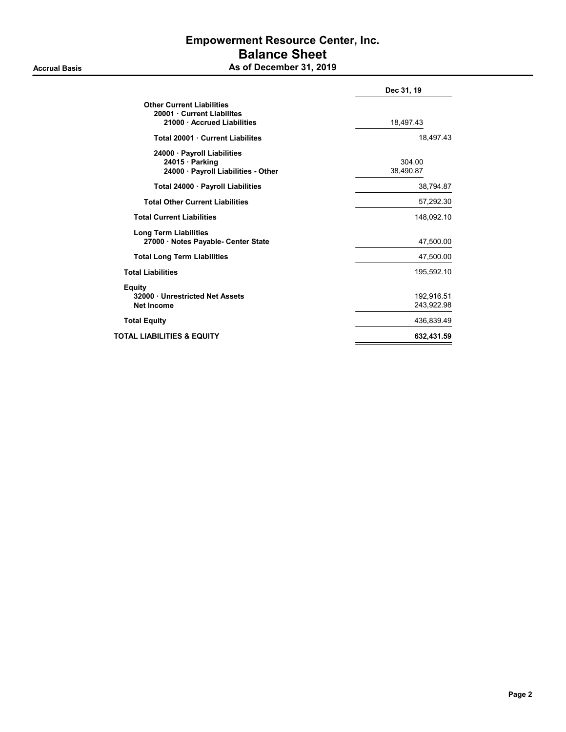# Empowerment Resource Center, Inc.
## Balance Sheet
### As of December 31, 2019

Accrual Basis

| | Dec 31, 19 |
|---|---|
| **Other Current Liabilities** | |
| **20001 · Current Liabilites** | |
| **21000 · Accrued Liabilities** | 18,497.43 |
| **Total 20001 · Current Liabilites** | 18,497.43 |
| **24000 · Payroll Liabilities** | |
| **24015 · Parking** | 304.00 |
| **24000 · Payroll Liabilities - Other** | 38,490.87 |
| **Total 24000 · Payroll Liabilities** | 38,794.87 |
| **Total Other Current Liabilities** | 57,292.30 |
| **Total Current Liabilities** | 148,092.10 |
| **Long Term Liabilities** | |
| **27000 · Notes Payable- Center State** | 47,500.00 |
| **Total Long Term Liabilities** | 47,500.00 |
| **Total Liabilities** | 195,592.10 |
| **Equity** | |
| **32000 · Unrestricted Net Assets** | 192,916.51 |
| **Net Income** | 243,922.98 |
| **Total Equity** | 436,839.49 |
| **TOTAL LIABILITIES & EQUITY** | **632,431.59** |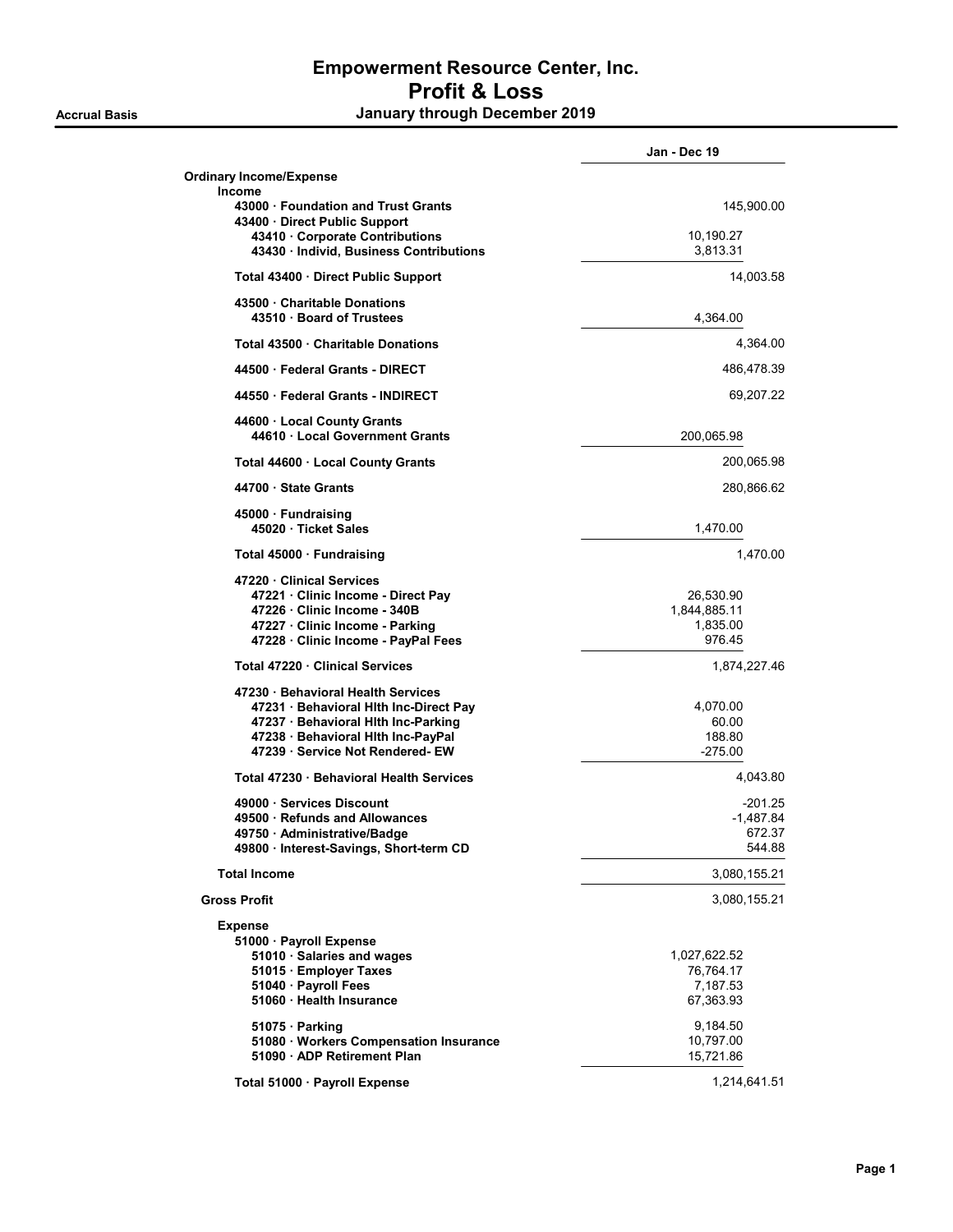# Empowerment Resource Center, Inc.

## Profit & Loss

**Accrual Basis** — **January through December 2019**

| | | Jan - Dec 19 |
|---|---|---|
| **Ordinary Income/Expense** | | |
| **Income** | | |
| **43000 · Foundation and Trust Grants** | | 145,900.00 |
| **43400 · Direct Public Support** | | |
| **43410 · Corporate Contributions** | 10,190.27 | |
| **43430 · Individ, Business Contributions** | 3,813.31 | |
| **Total 43400 · Direct Public Support** | | 14,003.58 |
| **43500 · Charitable Donations** | | |
| **43510 · Board of Trustees** | 4,364.00 | |
| **Total 43500 · Charitable Donations** | | 4,364.00 |
| **44500 · Federal Grants - DIRECT** | | 486,478.39 |
| **44550 · Federal Grants - INDIRECT** | | 69,207.22 |
| **44600 · Local County Grants** | | |
| **44610 · Local Government Grants** | 200,065.98 | |
| **Total 44600 · Local County Grants** | | 200,065.98 |
| **44700 · State Grants** | | 280,866.62 |
| **45000 · Fundraising** | | |
| **45020 · Ticket Sales** | 1,470.00 | |
| **Total 45000 · Fundraising** | | 1,470.00 |
| **47220 · Clinical Services** | | |
| **47221 · Clinic Income - Direct Pay** | 26,530.90 | |
| **47226 · Clinic Income - 340B** | 1,844,885.11 | |
| **47227 · Clinic Income - Parking** | 1,835.00 | |
| **47228 · Clinic Income - PayPal Fees** | 976.45 | |
| **Total 47220 · Clinical Services** | | 1,874,227.46 |
| **47230 · Behavioral Health Services** | | |
| **47231 · Behavioral Hlth Inc-Direct Pay** | 4,070.00 | |
| **47237 · Behavioral Hlth Inc-Parking** | 60.00 | |
| **47238 · Behavioral Hlth Inc-PayPal** | 188.80 | |
| **47239 · Service Not Rendered- EW** | -275.00 | |
| **Total 47230 · Behavioral Health Services** | | 4,043.80 |
| **49000 · Services Discount** | | -201.25 |
| **49500 · Refunds and Allowances** | | -1,487.84 |
| **49750 · Administrative/Badge** | | 672.37 |
| **49800 · Interest-Savings, Short-term CD** | | 544.88 |
| **Total Income** | | 3,080,155.21 |
| **Gross Profit** | | 3,080,155.21 |
| **Expense** | | |
| **51000 · Payroll Expense** | | |
| **51010 · Salaries and wages** | 1,027,622.52 | |
| **51015 · Employer Taxes** | 76,764.17 | |
| **51040 · Payroll Fees** | 7,187.53 | |
| **51060 · Health Insurance** | 67,363.93 | |
| **51075 · Parking** | 9,184.50 | |
| **51080 · Workers Compensation Insurance** | 10,797.00 | |
| **51090 · ADP Retirement Plan** | 15,721.86 | |
| **Total 51000 · Payroll Expense** | | 1,214,641.51 |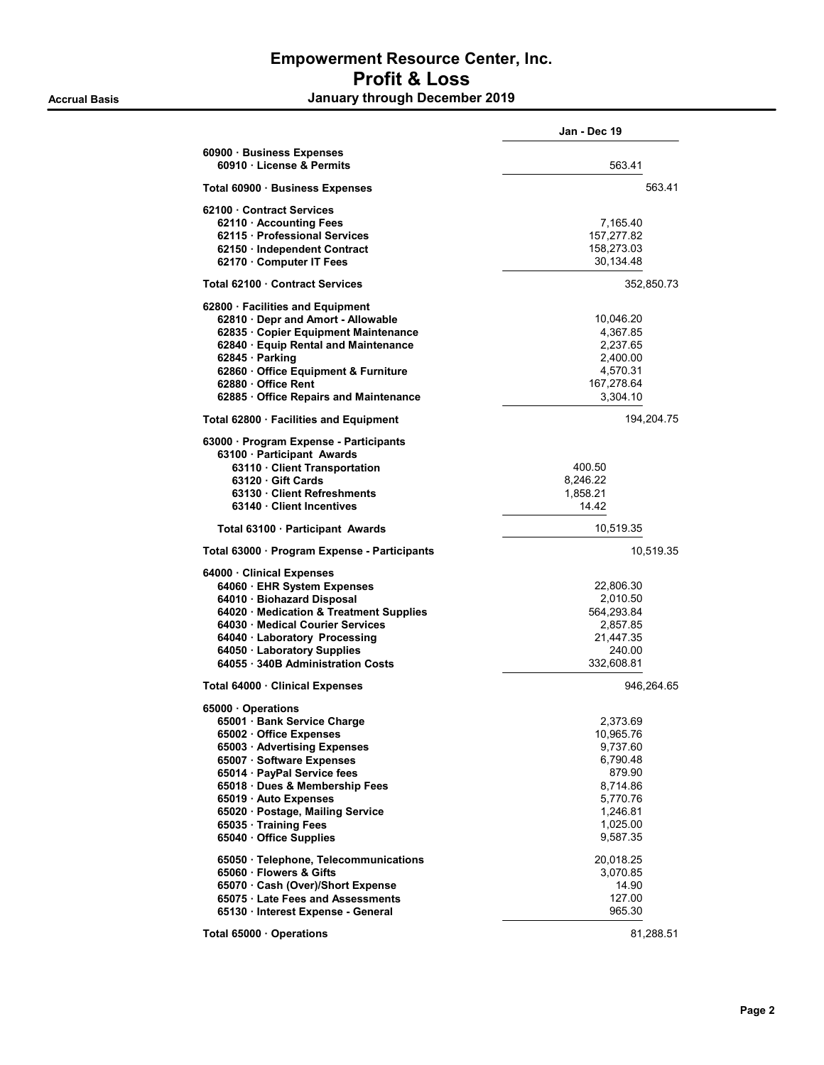# Empowerment Resource Center, Inc.
## Profit & Loss
**Accrual Basis** — **January through December 2019**

| | Jan - Dec 19 | |
|---|---|---|
| **60900 · Business Expenses** | | |
| **60910 · License & Permits** | 563.41 | |
| **Total 60900 · Business Expenses** | | 563.41 |
| **62100 · Contract Services** | | |
| **62110 · Accounting Fees** | 7,165.40 | |
| **62115 · Professional Services** | 157,277.82 | |
| **62150 · Independent Contract** | 158,273.03 | |
| **62170 · Computer IT Fees** | 30,134.48 | |
| **Total 62100 · Contract Services** | | 352,850.73 |
| **62800 · Facilities and Equipment** | | |
| **62810 · Depr and Amort - Allowable** | 10,046.20 | |
| **62835 · Copier Equipment Maintenance** | 4,367.85 | |
| **62840 · Equip Rental and Maintenance** | 2,237.65 | |
| **62845 · Parking** | 2,400.00 | |
| **62860 · Office Equipment & Furniture** | 4,570.31 | |
| **62880 · Office Rent** | 167,278.64 | |
| **62885 · Office Repairs and Maintenance** | 3,304.10 | |
| **Total 62800 · Facilities and Equipment** | | 194,204.75 |
| **63000 · Program Expense - Participants** | | |
| **63100 · Participant Awards** | | |
| **63110 · Client Transportation** | 400.50 | |
| **63120 · Gift Cards** | 8,246.22 | |
| **63130 · Client Refreshments** | 1,858.21 | |
| **63140 · Client Incentives** | 14.42 | |
| **Total 63100 · Participant Awards** | 10,519.35 | |
| **Total 63000 · Program Expense - Participants** | | 10,519.35 |
| **64000 · Clinical Expenses** | | |
| **64060 · EHR System Expenses** | 22,806.30 | |
| **64010 · Biohazard Disposal** | 2,010.50 | |
| **64020 · Medication & Treatment Supplies** | 564,293.84 | |
| **64030 · Medical Courier Services** | 2,857.85 | |
| **64040 · Laboratory Processing** | 21,447.35 | |
| **64050 · Laboratory Supplies** | 240.00 | |
| **64055 · 340B Administration Costs** | 332,608.81 | |
| **Total 64000 · Clinical Expenses** | | 946,264.65 |
| **65000 · Operations** | | |
| **65001 · Bank Service Charge** | 2,373.69 | |
| **65002 · Office Expenses** | 10,965.76 | |
| **65003 · Advertising Expenses** | 9,737.60 | |
| **65007 · Software Expenses** | 6,790.48 | |
| **65014 · PayPal Service fees** | 879.90 | |
| **65018 · Dues & Membership Fees** | 8,714.86 | |
| **65019 · Auto Expenses** | 5,770.76 | |
| **65020 · Postage, Mailing Service** | 1,246.81 | |
| **65035 · Training Fees** | 1,025.00 | |
| **65040 · Office Supplies** | 9,587.35 | |
| **65050 · Telephone, Telecommunications** | 20,018.25 | |
| **65060 · Flowers & Gifts** | 3,070.85 | |
| **65070 · Cash (Over)/Short Expense** | 14.90 | |
| **65075 · Late Fees and Assessments** | 127.00 | |
| **65130 · Interest Expense - General** | 965.30 | |
| **Total 65000 · Operations** | | 81,288.51 |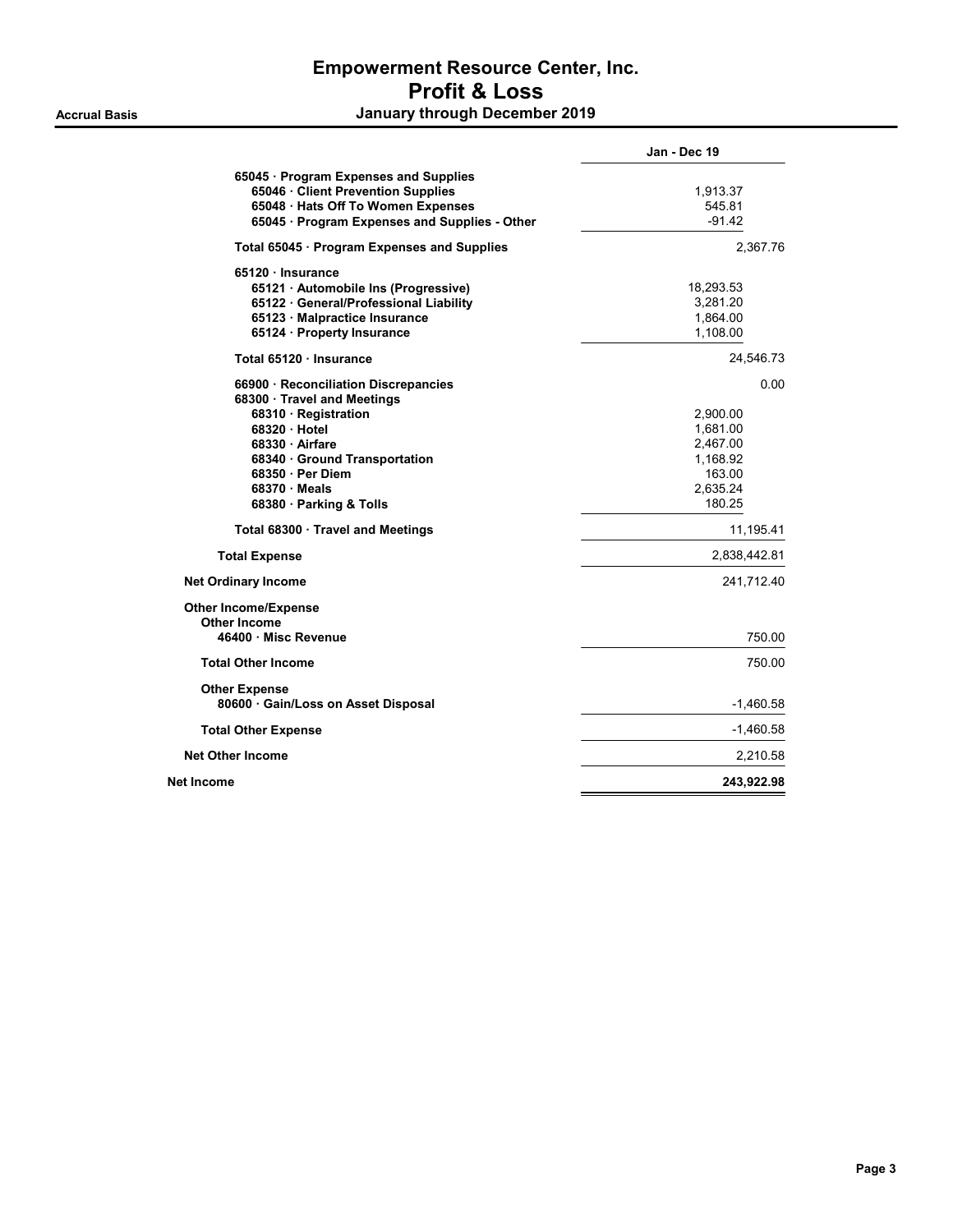# Empowerment Resource Center, Inc.
## Profit & Loss
### January through December 2019

**Accrual Basis**

| | | Jan - Dec 19 |
|---|---|---|
| **65045 · Program Expenses and Supplies** | | |
| **65046 · Client Prevention Supplies** | 1,913.37 | |
| **65048 · Hats Off To Women Expenses** | 545.81 | |
| **65045 · Program Expenses and Supplies - Other** | -91.42 | |
| **Total 65045 · Program Expenses and Supplies** | | 2,367.76 |
| **65120 · Insurance** | | |
| **65121 · Automobile Ins (Progressive)** | 18,293.53 | |
| **65122 · General/Professional Liability** | 3,281.20 | |
| **65123 · Malpractice Insurance** | 1,864.00 | |
| **65124 · Property Insurance** | 1,108.00 | |
| **Total 65120 · Insurance** | | 24,546.73 |
| **66900 · Reconciliation Discrepancies** | | 0.00 |
| **68300 · Travel and Meetings** | | |
| **68310 · Registration** | 2,900.00 | |
| **68320 · Hotel** | 1,681.00 | |
| **68330 · Airfare** | 2,467.00 | |
| **68340 · Ground Transportation** | 1,168.92 | |
| **68350 · Per Diem** | 163.00 | |
| **68370 · Meals** | 2,635.24 | |
| **68380 · Parking & Tolls** | 180.25 | |
| **Total 68300 · Travel and Meetings** | | 11,195.41 |
| **Total Expense** | | 2,838,442.81 |
| **Net Ordinary Income** | | 241,712.40 |
| **Other Income/Expense** | | |
| **Other Income** | | |
| **46400 · Misc Revenue** | | 750.00 |
| **Total Other Income** | | 750.00 |
| **Other Expense** | | |
| **80600 · Gain/Loss on Asset Disposal** | | -1,460.58 |
| **Total Other Expense** | | -1,460.58 |
| **Net Other Income** | | 2,210.58 |
| **Net Income** | | **243,922.98** |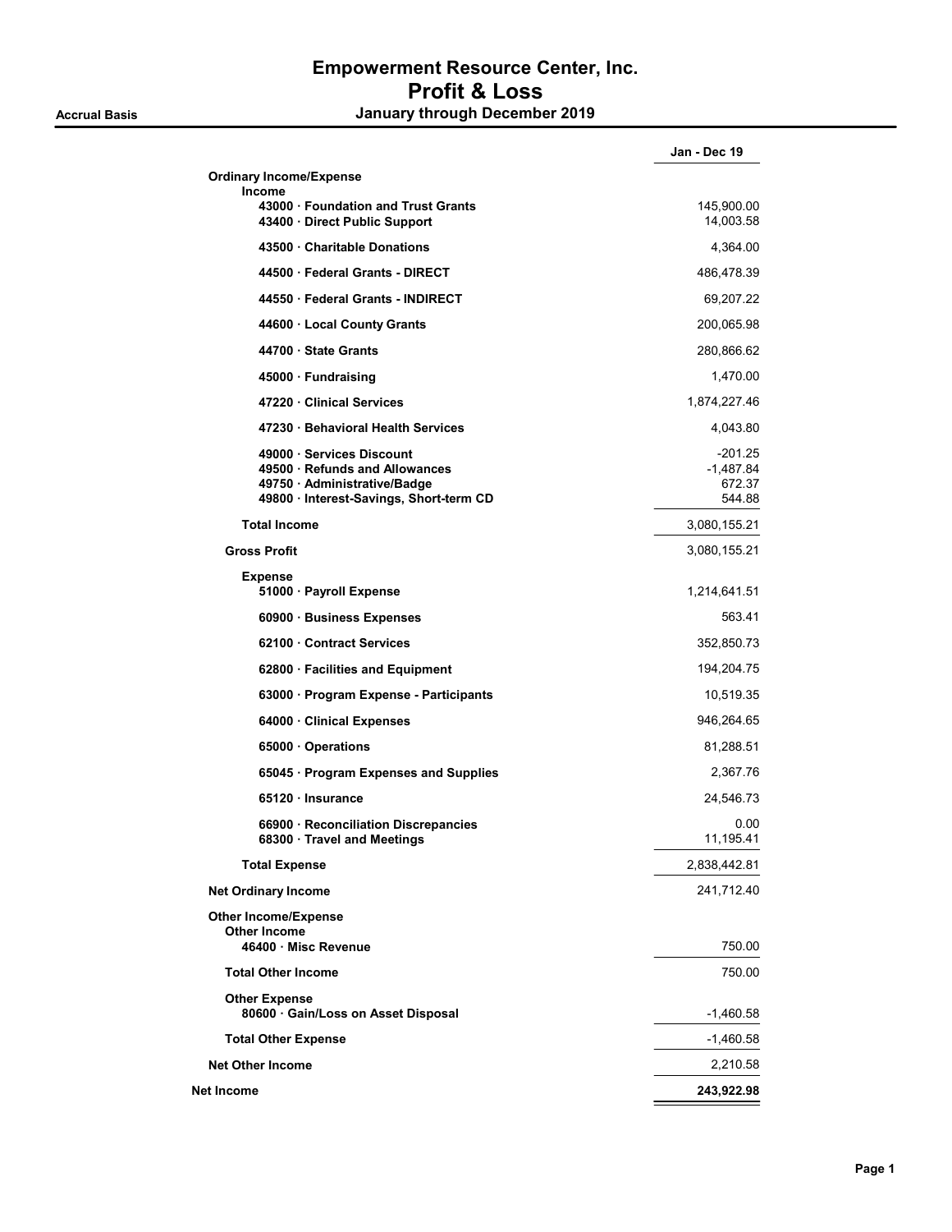# Empowerment Resource Center, Inc.
## Profit & Loss
### January through December 2019

**Accrual Basis**

| | Jan - Dec 19 |
|---|---|
| **Ordinary Income/Expense** | |
| **Income** | |
| **43000 · Foundation and Trust Grants** | 145,900.00 |
| **43400 · Direct Public Support** | 14,003.58 |
| **43500 · Charitable Donations** | 4,364.00 |
| **44500 · Federal Grants - DIRECT** | 486,478.39 |
| **44550 · Federal Grants - INDIRECT** | 69,207.22 |
| **44600 · Local County Grants** | 200,065.98 |
| **44700 · State Grants** | 280,866.62 |
| **45000 · Fundraising** | 1,470.00 |
| **47220 · Clinical Services** | 1,874,227.46 |
| **47230 · Behavioral Health Services** | 4,043.80 |
| **49000 · Services Discount** | -201.25 |
| **49500 · Refunds and Allowances** | -1,487.84 |
| **49750 · Administrative/Badge** | 672.37 |
| **49800 · Interest-Savings, Short-term CD** | 544.88 |
| **Total Income** | 3,080,155.21 |
| **Gross Profit** | 3,080,155.21 |
| **Expense** | |
| **51000 · Payroll Expense** | 1,214,641.51 |
| **60900 · Business Expenses** | 563.41 |
| **62100 · Contract Services** | 352,850.73 |
| **62800 · Facilities and Equipment** | 194,204.75 |
| **63000 · Program Expense - Participants** | 10,519.35 |
| **64000 · Clinical Expenses** | 946,264.65 |
| **65000 · Operations** | 81,288.51 |
| **65045 · Program Expenses and Supplies** | 2,367.76 |
| **65120 · Insurance** | 24,546.73 |
| **66900 · Reconciliation Discrepancies** | 0.00 |
| **68300 · Travel and Meetings** | 11,195.41 |
| **Total Expense** | 2,838,442.81 |
| **Net Ordinary Income** | 241,712.40 |
| **Other Income/Expense** | |
| **Other Income** | |
| **46400 · Misc Revenue** | 750.00 |
| **Total Other Income** | 750.00 |
| **Other Expense** | |
| **80600 · Gain/Loss on Asset Disposal** | -1,460.58 |
| **Total Other Expense** | -1,460.58 |
| **Net Other Income** | 2,210.58 |
| **Net Income** | **243,922.98** |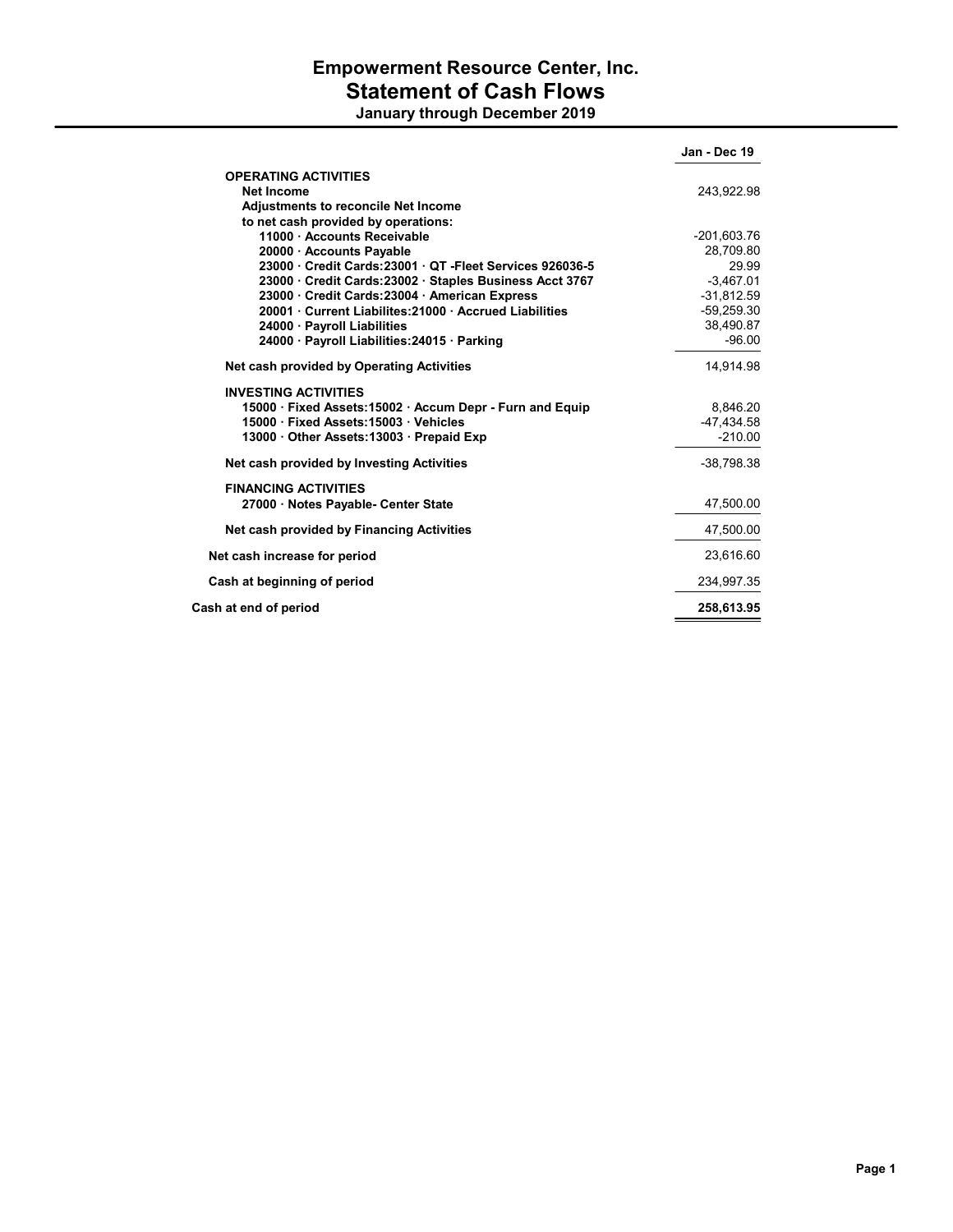# Empowerment Resource Center, Inc.
## Statement of Cash Flows
### January through December 2019

| | Jan - Dec 19 |
|---|---|
| **OPERATING ACTIVITIES** | |
| **Net Income** | 243,922.98 |
| **Adjustments to reconcile Net Income** | |
| **to net cash provided by operations:** | |
| **11000 · Accounts Receivable** | -201,603.76 |
| **20000 · Accounts Payable** | 28,709.80 |
| **23000 · Credit Cards:23001 · QT -Fleet Services 926036-5** | 29.99 |
| **23000 · Credit Cards:23002 · Staples Business Acct 3767** | -3,467.01 |
| **23000 · Credit Cards:23004 · American Express** | -31,812.59 |
| **20001 · Current Liabilites:21000 · Accrued Liabilities** | -59,259.30 |
| **24000 · Payroll Liabilities** | 38,490.87 |
| **24000 · Payroll Liabilities:24015 · Parking** | -96.00 |
| **Net cash provided by Operating Activities** | 14,914.98 |
| **INVESTING ACTIVITIES** | |
| **15000 · Fixed Assets:15002 · Accum Depr - Furn and Equip** | 8,846.20 |
| **15000 · Fixed Assets:15003 · Vehicles** | -47,434.58 |
| **13000 · Other Assets:13003 · Prepaid Exp** | -210.00 |
| **Net cash provided by Investing Activities** | -38,798.38 |
| **FINANCING ACTIVITIES** | |
| **27000 · Notes Payable- Center State** | 47,500.00 |
| **Net cash provided by Financing Activities** | 47,500.00 |
| **Net cash increase for period** | 23,616.60 |
| **Cash at beginning of period** | 234,997.35 |
| **Cash at end of period** | **258,613.95** |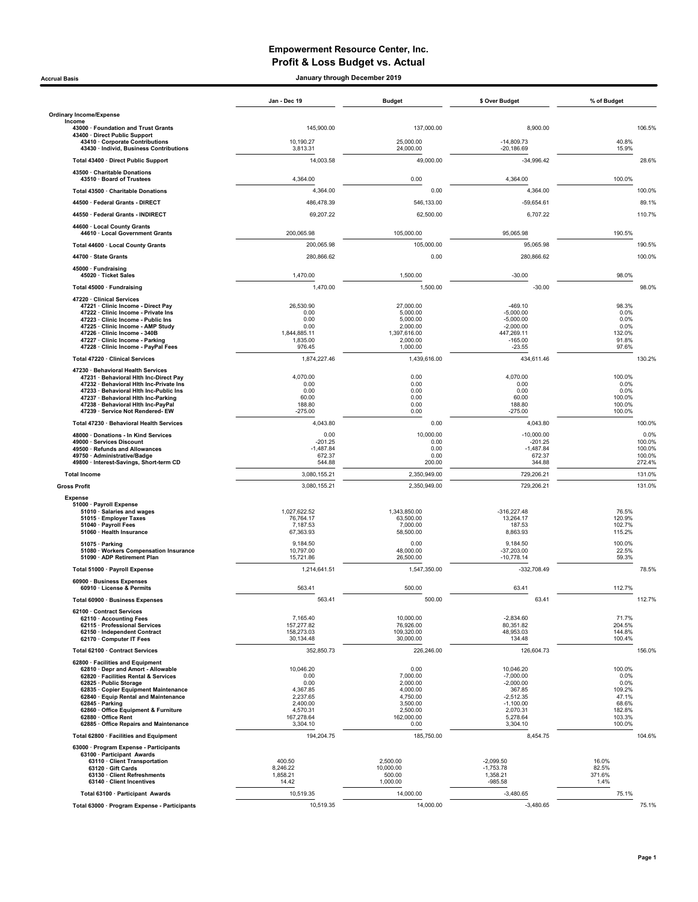# Empowerment Resource Center, Inc.
## Profit & Loss Budget vs. Actual

**Accrual Basis** — **January through December 2019**

| | Jan - Dec 19 | Budget | $ Over Budget | % of Budget |
|---|---|---|---|---|
| **Ordinary Income/Expense** | | | | |
| **Income** | | | | |
| 43000 · Foundation and Trust Grants | 145,900.00 | 137,000.00 | 8,900.00 | 106.5% |
| 43400 · Direct Public Support | | | | |
| 43410 · Corporate Contributions | 10,190.27 | 25,000.00 | -14,809.73 | 40.8% |
| 43430 · Individ, Business Contributions | 3,813.31 | 24,000.00 | -20,186.69 | 15.9% |
| Total 43400 · Direct Public Support | 14,003.58 | 49,000.00 | -34,996.42 | 28.6% |
| 43500 · Charitable Donations | | | | |
| 43510 · Board of Trustees | 4,364.00 | 0.00 | 4,364.00 | 100.0% |
| Total 43500 · Charitable Donations | 4,364.00 | 0.00 | 4,364.00 | 100.0% |
| 44500 · Federal Grants - DIRECT | 486,478.39 | 546,133.00 | -59,654.61 | 89.1% |
| 44550 · Federal Grants - INDIRECT | 69,207.22 | 62,500.00 | 6,707.22 | 110.7% |
| 44600 · Local County Grants | | | | |
| 44610 · Local Government Grants | 200,065.98 | 105,000.00 | 95,065.98 | 190.5% |
| Total 44600 · Local County Grants | 200,065.98 | 105,000.00 | 95,065.98 | 190.5% |
| 44700 · State Grants | 280,866.62 | 0.00 | 280,866.62 | 100.0% |
| 45000 · Fundraising | | | | |
| 45020 · Ticket Sales | 1,470.00 | 1,500.00 | -30.00 | 98.0% |
| Total 45000 · Fundraising | 1,470.00 | 1,500.00 | -30.00 | 98.0% |
| 47220 · Clinical Services | | | | |
| 47221 · Clinic Income - Direct Pay | 26,530.90 | 27,000.00 | -469.10 | 98.3% |
| 47222 · Clinic Income - Private Ins | 0.00 | 5,000.00 | -5,000.00 | 0.0% |
| 47223 · Clinic Income - Public Ins | 0.00 | 5,000.00 | -5,000.00 | 0.0% |
| 47225 · Clinic Income - AMP Study | 0.00 | 2,000.00 | -2,000.00 | 0.0% |
| 47226 · Clinic Income - 340B | 1,844,885.11 | 1,397,616.00 | 447,269.11 | 132.0% |
| 47227 · Clinic Income - Parking | 1,835.00 | 2,000.00 | -165.00 | 91.8% |
| 47228 · Clinic Income - PayPal Fees | 976.45 | 1,000.00 | -23.55 | 97.6% |
| Total 47220 · Clinical Services | 1,874,227.46 | 1,439,616.00 | 434,611.46 | 130.2% |
| 47230 · Behavioral Health Services | | | | |
| 47231 · Behavioral Hlth Inc-Direct Pay | 4,070.00 | 0.00 | 4,070.00 | 100.0% |
| 47232 · Behavioral Hlth Inc-Private Ins | 0.00 | 0.00 | 0.00 | 0.0% |
| 47233 · Behavioral Hlth Inc-Public Ins | 0.00 | 0.00 | 0.00 | 0.0% |
| 47237 · Behavioral Hlth Inc-Parking | 60.00 | 0.00 | 60.00 | 100.0% |
| 47238 · Behavioral Hlth Inc-PayPal | 188.80 | 0.00 | 188.80 | 100.0% |
| 47239 · Service Not Rendered- EW | -275.00 | 0.00 | -275.00 | 100.0% |
| Total 47230 · Behavioral Health Services | 4,043.80 | 0.00 | 4,043.80 | 100.0% |
| 48000 · Donations - In Kind Services | 0.00 | 10,000.00 | -10,000.00 | 0.0% |
| 49000 · Services Discount | -201.25 | 0.00 | -201.25 | 100.0% |
| 49500 · Refunds and Allowances | -1,487.84 | 0.00 | -1,487.84 | 100.0% |
| 49750 · Administrative/Badge | 672.37 | 0.00 | 672.37 | 100.0% |
| 49800 · Interest-Savings, Short-term CD | 544.88 | 200.00 | 344.88 | 272.4% |
| **Total Income** | 3,080,155.21 | 2,350,949.00 | 729,206.21 | 131.0% |
| **Gross Profit** | 3,080,155.21 | 2,350,949.00 | 729,206.21 | 131.0% |
| **Expense** | | | | |
| 51000 · Payroll Expense | | | | |
| 51010 · Salaries and wages | 1,027,622.52 | 1,343,850.00 | -316,227.48 | 76.5% |
| 51015 · Employer Taxes | 76,764.17 | 63,500.00 | 13,264.17 | 120.9% |
| 51040 · Payroll Fees | 7,187.53 | 7,000.00 | 187.53 | 102.7% |
| 51060 · Health Insurance | 67,363.93 | 58,500.00 | 8,863.93 | 115.2% |
| 51075 · Parking | 9,184.50 | 0.00 | 9,184.50 | 100.0% |
| 51080 · Workers Compensation Insurance | 10,797.00 | 48,000.00 | -37,203.00 | 22.5% |
| 51090 · ADP Retirement Plan | 15,721.86 | 26,500.00 | -10,778.14 | 59.3% |
| Total 51000 · Payroll Expense | 1,214,641.51 | 1,547,350.00 | -332,708.49 | 78.5% |
| 60900 · Business Expenses | | | | |
| 60910 · License & Permits | 563.41 | 500.00 | 63.41 | 112.7% |
| Total 60900 · Business Expenses | 563.41 | 500.00 | 63.41 | 112.7% |
| 62100 · Contract Services | | | | |
| 62110 · Accounting Fees | 7,165.40 | 10,000.00 | -2,834.60 | 71.7% |
| 62115 · Professional Services | 157,277.82 | 76,926.00 | 80,351.82 | 204.5% |
| 62150 · Independent Contract | 158,273.03 | 109,320.00 | 48,953.03 | 144.8% |
| 62170 · Computer IT Fees | 30,134.48 | 30,000.00 | 134.48 | 100.4% |
| Total 62100 · Contract Services | 352,850.73 | 226,246.00 | 126,604.73 | 156.0% |
| 62800 · Facilities and Equipment | | | | |
| 62810 · Depr and Amort - Allowable | 10,046.20 | 0.00 | 10,046.20 | 100.0% |
| 62820 · Facilities Rental & Services | 0.00 | 7,000.00 | -7,000.00 | 0.0% |
| 62825 · Public Storage | 0.00 | 2,000.00 | -2,000.00 | 0.0% |
| 62835 · Copier Equipment Maintenance | 4,367.85 | 4,000.00 | 367.85 | 109.2% |
| 62840 · Equip Rental and Maintenance | 2,237.65 | 4,750.00 | -2,512.35 | 47.1% |
| 62845 · Parking | 2,400.00 | 3,500.00 | -1,100.00 | 68.6% |
| 62860 · Office Equipment & Furniture | 4,570.31 | 2,500.00 | 2,070.31 | 182.8% |
| 62880 · Office Rent | 167,278.64 | 162,000.00 | 5,278.64 | 103.3% |
| 62885 · Office Repairs and Maintenance | 3,304.10 | 0.00 | 3,304.10 | 100.0% |
| Total 62800 · Facilities and Equipment | 194,204.75 | 185,750.00 | 8,454.75 | 104.6% |
| 63000 · Program Expense - Participants | | | | |
| 63100 · Participant Awards | | | | |
| 63110 · Client Transportation | 400.50 | 2,500.00 | -2,099.50 | 16.0% |
| 63120 · Gift Cards | 8,246.22 | 10,000.00 | -1,753.78 | 82.5% |
| 63130 · Client Refreshments | 1,858.21 | 500.00 | 1,358.21 | 371.6% |
| 63140 · Client Incentives | 14.42 | 1,000.00 | -985.58 | 1.4% |
| Total 63100 · Participant Awards | 10,519.35 | 14,000.00 | -3,480.65 | 75.1% |
| Total 63000 · Program Expense - Participants | 10,519.35 | 14,000.00 | -3,480.65 | 75.1% |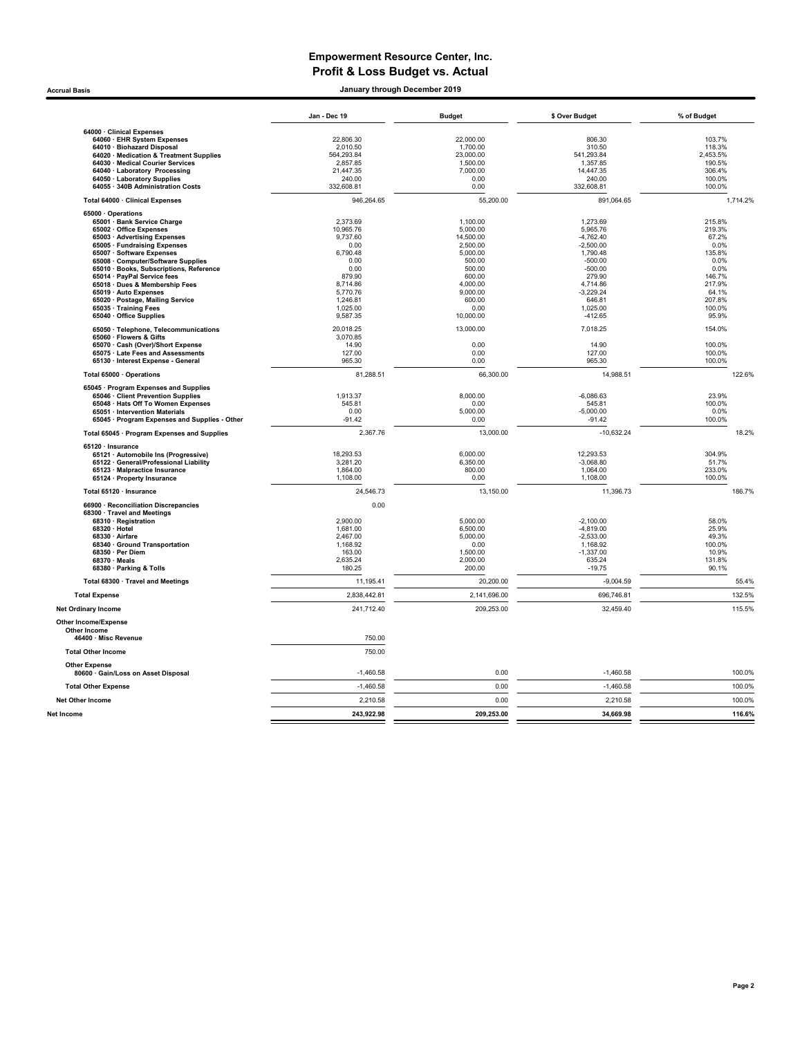# Empowerment Resource Center, Inc.
## Profit & Loss Budget vs. Actual

Accrual Basis — January through December 2019

| | Jan - Dec 19 | Budget | $ Over Budget | % of Budget |
|---|---|---|---|---|
| 64000 · Clinical Expenses | | | | |
| 64060 · EHR System Expenses | 22,806.30 | 22,000.00 | 806.30 | 103.7% |
| 64010 · Biohazard Disposal | 2,010.50 | 1,700.00 | 310.50 | 118.3% |
| 64020 · Medication & Treatment Supplies | 564,293.84 | 23,000.00 | 541,293.84 | 2,453.5% |
| 64030 · Medical Courier Services | 2,857.85 | 1,500.00 | 1,357.85 | 190.5% |
| 64040 · Laboratory Processing | 21,447.35 | 7,000.00 | 14,447.35 | 306.4% |
| 64050 · Laboratory Supplies | 240.00 | 0.00 | 240.00 | 100.0% |
| 64055 · 340B Administration Costs | 332,608.81 | 0.00 | 332,608.81 | 100.0% |
| Total 64000 · Clinical Expenses | 946,264.65 | 55,200.00 | 891,064.65 | 1,714.2% |
| 65000 · Operations | | | | |
| 65001 · Bank Service Charge | 2,373.69 | 1,100.00 | 1,273.69 | 215.8% |
| 65002 · Office Expenses | 10,965.76 | 5,000.00 | 5,965.76 | 219.3% |
| 65003 · Advertising Expenses | 9,737.60 | 14,500.00 | -4,762.40 | 67.2% |
| 65005 · Fundraising Expenses | 0.00 | 2,500.00 | -2,500.00 | 0.0% |
| 65007 · Software Expenses | 6,790.48 | 5,000.00 | 1,790.48 | 135.8% |
| 65008 · Computer/Software Supplies | 0.00 | 500.00 | -500.00 | 0.0% |
| 65010 · Books, Subscriptions, Reference | 0.00 | 500.00 | -500.00 | 0.0% |
| 65014 · PayPal Service fees | 879.90 | 600.00 | 279.90 | 146.7% |
| 65018 · Dues & Membership Fees | 8,714.86 | 4,000.00 | 4,714.86 | 217.9% |
| 65019 · Auto Expenses | 5,770.76 | 9,000.00 | -3,229.24 | 64.1% |
| 65020 · Postage, Mailing Service | 1,246.81 | 600.00 | 646.81 | 207.8% |
| 65035 · Training Fees | 1,025.00 | 0.00 | 1,025.00 | 100.0% |
| 65040 · Office Supplies | 9,587.35 | 10,000.00 | -412.65 | 95.9% |
| 65050 · Telephone, Telecommunications | 20,018.25 | 13,000.00 | 7,018.25 | 154.0% |
| 65060 · Flowers & Gifts | 3,070.85 | | | |
| 65070 · Cash (Over)/Short Expense | 14.90 | 0.00 | 14.90 | 100.0% |
| 65075 · Late Fees and Assessments | 127.00 | 0.00 | 127.00 | 100.0% |
| 65130 · Interest Expense - General | 965.30 | 0.00 | 965.30 | 100.0% |
| Total 65000 · Operations | 81,288.51 | 66,300.00 | 14,988.51 | 122.6% |
| 65045 · Program Expenses and Supplies | | | | |
| 65046 · Client Prevention Supplies | 1,913.37 | 8,000.00 | -6,086.63 | 23.9% |
| 65048 · Hats Off To Women Expenses | 545.81 | 0.00 | 545.81 | 100.0% |
| 65051 · Intervention Materials | 0.00 | 5,000.00 | -5,000.00 | 0.0% |
| 65045 · Program Expenses and Supplies - Other | -91.42 | 0.00 | -91.42 | 100.0% |
| Total 65045 · Program Expenses and Supplies | 2,367.76 | 13,000.00 | -10,632.24 | 18.2% |
| 65120 · Insurance | | | | |
| 65121 · Automobile Ins (Progressive) | 18,293.53 | 6,000.00 | 12,293.53 | 304.9% |
| 65122 · General/Professional Liability | 3,281.20 | 6,350.00 | -3,068.80 | 51.7% |
| 65123 · Malpractice Insurance | 1,864.00 | 800.00 | 1,064.00 | 233.0% |
| 65124 · Property Insurance | 1,108.00 | 0.00 | 1,108.00 | 100.0% |
| Total 65120 · Insurance | 24,546.73 | 13,150.00 | 11,396.73 | 186.7% |
| 66900 · Reconciliation Discrepancies | 0.00 | | | |
| 68300 · Travel and Meetings | | | | |
| 68310 · Registration | 2,900.00 | 5,000.00 | -2,100.00 | 58.0% |
| 68320 · Hotel | 1,681.00 | 6,500.00 | -4,819.00 | 25.9% |
| 68330 · Airfare | 2,467.00 | 5,000.00 | -2,533.00 | 49.3% |
| 68340 · Ground Transportation | 1,168.92 | 0.00 | 1,168.92 | 100.0% |
| 68350 · Per Diem | 163.00 | 1,500.00 | -1,337.00 | 10.9% |
| 68370 · Meals | 2,635.24 | 2,000.00 | 635.24 | 131.8% |
| 68380 · Parking & Tolls | 180.25 | 200.00 | -19.75 | 90.1% |
| Total 68300 · Travel and Meetings | 11,195.41 | 20,200.00 | -9,004.59 | 55.4% |
| Total Expense | 2,838,442.81 | 2,141,696.00 | 696,746.81 | 132.5% |
| Net Ordinary Income | 241,712.40 | 209,253.00 | 32,459.40 | 115.5% |
| Other Income/Expense | | | | |
| Other Income | | | | |
| 46400 · Misc Revenue | 750.00 | | | |
| Total Other Income | 750.00 | | | |
| Other Expense | | | | |
| 80600 · Gain/Loss on Asset Disposal | -1,460.58 | 0.00 | -1,460.58 | 100.0% |
| Total Other Expense | -1,460.58 | 0.00 | -1,460.58 | 100.0% |
| Net Other Income | 2,210.58 | 0.00 | 2,210.58 | 100.0% |
| **Net Income** | **243,922.98** | **209,253.00** | **34,669.98** | **116.6%** |